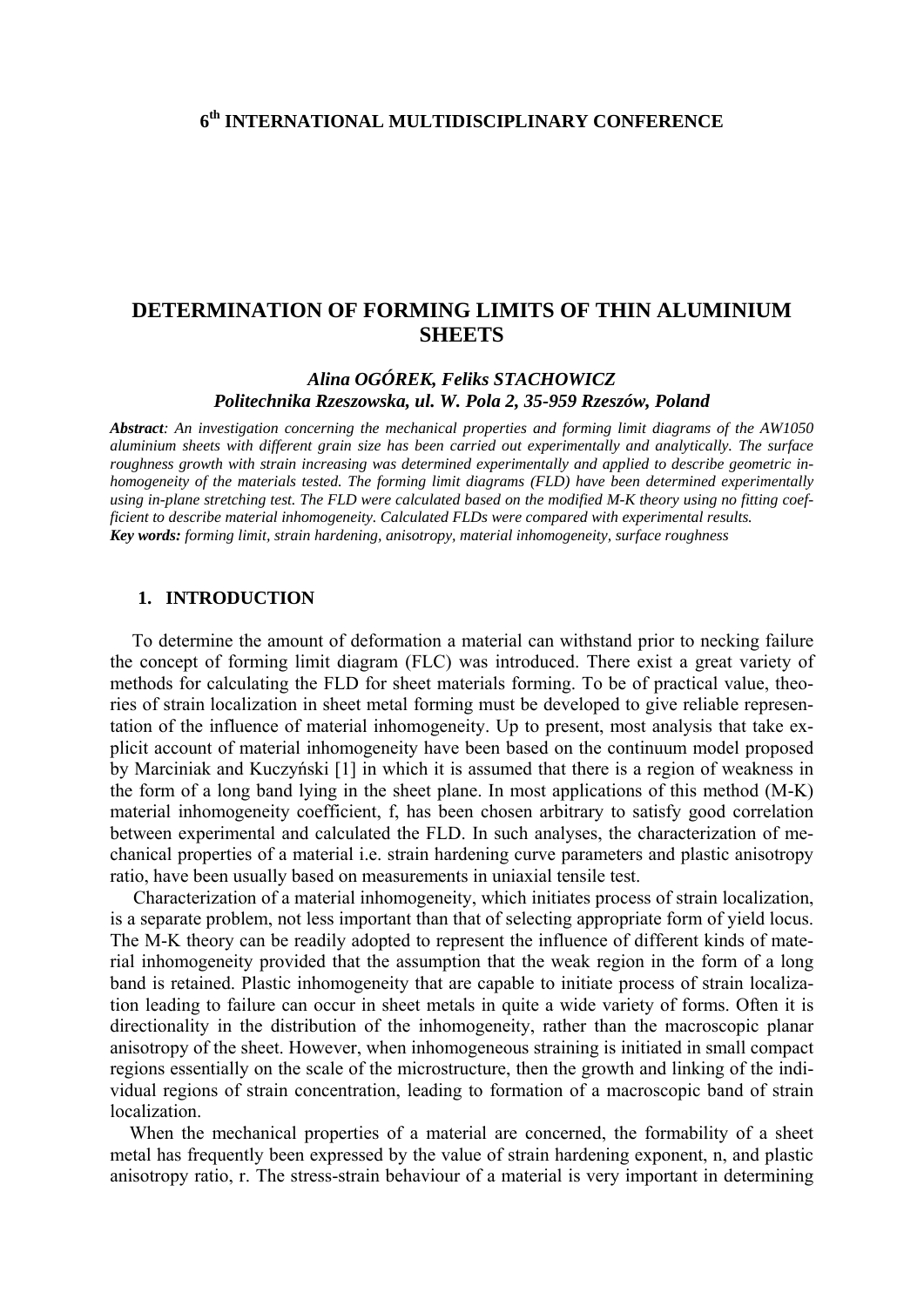# DETERMINATION OF FORMING LIMITS OF THIN ALUMINIUM SHEETS

***Alina OGÓREK, Feliks STACHOWICZ***
***Politechnika Rzeszowska, ul. W. Pola 2, 35-959 Rzeszów, Poland***

***Abstract**: An investigation concerning the mechanical properties and forming limit diagrams of the AW1050 aluminium sheets with different grain size has been carried out experimentally and analytically. The surface roughness growth with strain increasing was determined experimentally and applied to describe geometric inhomogeneity of the materials tested. The forming limit diagrams (FLD) have been determined experimentally using in-plane stretching test. The FLD were calculated based on the modified M-K theory using no fitting coefficient to describe material inhomogeneity. Calculated FLDs were compared with experimental results.*
***Key words:** forming limit, strain hardening, anisotropy, material inhomogeneity, surface roughness*

## 1. INTRODUCTION

To determine the amount of deformation a material can withstand prior to necking failure the concept of forming limit diagram (FLC) was introduced. There exist a great variety of methods for calculating the FLD for sheet materials forming. To be of practical value, theories of strain localization in sheet metal forming must be developed to give reliable representation of the influence of material inhomogeneity. Up to present, most analysis that take explicit account of material inhomogeneity have been based on the continuum model proposed by Marciniak and Kuczyński [1] in which it is assumed that there is a region of weakness in the form of a long band lying in the sheet plane. In most applications of this method (M-K) material inhomogeneity coefficient, f, has been chosen arbitrary to satisfy good correlation between experimental and calculated the FLD. In such analyses, the characterization of mechanical properties of a material i.e. strain hardening curve parameters and plastic anisotropy ratio, have been usually based on measurements in uniaxial tensile test.

Characterization of a material inhomogeneity, which initiates process of strain localization, is a separate problem, not less important than that of selecting appropriate form of yield locus. The M-K theory can be readily adopted to represent the influence of different kinds of material inhomogeneity provided that the assumption that the weak region in the form of a long band is retained. Plastic inhomogeneity that are capable to initiate process of strain localization leading to failure can occur in sheet metals in quite a wide variety of forms. Often it is directionality in the distribution of the inhomogeneity, rather than the macroscopic planar anisotropy of the sheet. However, when inhomogeneous straining is initiated in small compact regions essentially on the scale of the microstructure, then the growth and linking of the individual regions of strain concentration, leading to formation of a macroscopic band of strain localization.

When the mechanical properties of a material are concerned, the formability of a sheet metal has frequently been expressed by the value of strain hardening exponent, n, and plastic anisotropy ratio, r. The stress-strain behaviour of a material is very important in determining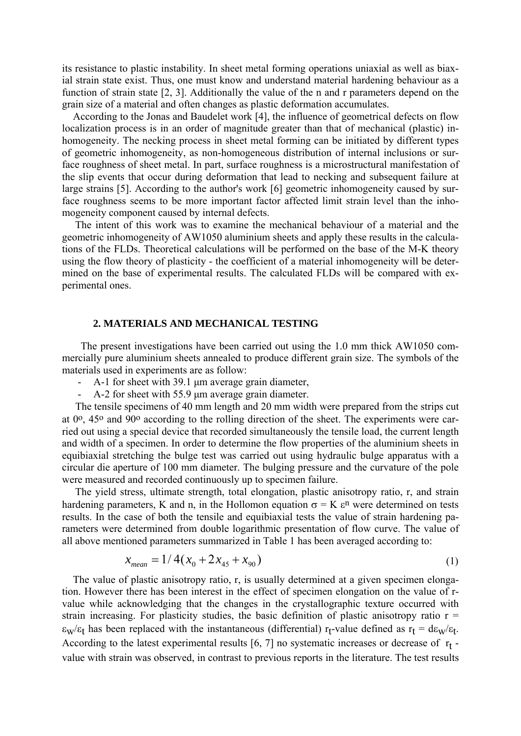its resistance to plastic instability. In sheet metal forming operations uniaxial as well as biaxial strain state exist. Thus, one must know and understand material hardening behaviour as a function of strain state [2, 3]. Additionally the value of the n and r parameters depend on the grain size of a material and often changes as plastic deformation accumulates.

According to the Jonas and Baudelet work [4], the influence of geometrical defects on flow localization process is in an order of magnitude greater than that of mechanical (plastic) inhomogeneity. The necking process in sheet metal forming can be initiated by different types of geometric inhomogeneity, as non-homogeneous distribution of internal inclusions or surface roughness of sheet metal. In part, surface roughness is a microstructural manifestation of the slip events that occur during deformation that lead to necking and subsequent failure at large strains [5]. According to the author's work [6] geometric inhomogeneity caused by surface roughness seems to be more important factor affected limit strain level than the inhomogeneity component caused by internal defects.

The intent of this work was to examine the mechanical behaviour of a material and the geometric inhomogeneity of AW1050 aluminium sheets and apply these results in the calculations of the FLDs. Theoretical calculations will be performed on the base of the M-K theory using the flow theory of plasticity - the coefficient of a material inhomogeneity will be determined on the base of experimental results. The calculated FLDs will be compared with experimental ones.

## 2. MATERIALS AND MECHANICAL TESTING

The present investigations have been carried out using the 1.0 mm thick AW1050 commercially pure aluminium sheets annealed to produce different grain size. The symbols of the materials used in experiments are as follow:

- A-1 for sheet with 39.1 μm average grain diameter,
- A-2 for sheet with 55.9 μm average grain diameter.

The tensile specimens of 40 mm length and 20 mm width were prepared from the strips cut at 0°, 45° and 90° according to the rolling direction of the sheet. The experiments were carried out using a special device that recorded simultaneously the tensile load, the current length and width of a specimen. In order to determine the flow properties of the aluminium sheets in equibiaxial stretching the bulge test was carried out using hydraulic bulge apparatus with a circular die aperture of 100 mm diameter. The bulging pressure and the curvature of the pole were measured and recorded continuously up to specimen failure.

The yield stress, ultimate strength, total elongation, plastic anisotropy ratio, r, and strain hardening parameters, K and n, in the Hollomon equation $\sigma = K\,\varepsilon^n$ were determined on tests results. In the case of both the tensile and equibiaxial tests the value of strain hardening parameters were determined from double logarithmic presentation of flow curve. The value of all above mentioned parameters summarized in Table 1 has been averaged according to:

$$x_{mean} = 1/4(x_0 + 2x_{45} + x_{90}) \tag{1}$$

The value of plastic anisotropy ratio, r, is usually determined at a given specimen elongation. However there has been interest in the effect of specimen elongation on the value of r-value while acknowledging that the changes in the crystallographic texture occurred with strain increasing. For plasticity studies, the basic definition of plastic anisotropy ratio $r = \varepsilon_w/\varepsilon_t$ has been replaced with the instantaneous (differential) $r_t$-value defined as $r_t = d\varepsilon_w/\varepsilon_t$. According to the latest experimental results [6, 7] no systematic increases or decrease of $r_t$-value with strain was observed, in contrast to previous reports in the literature. The test results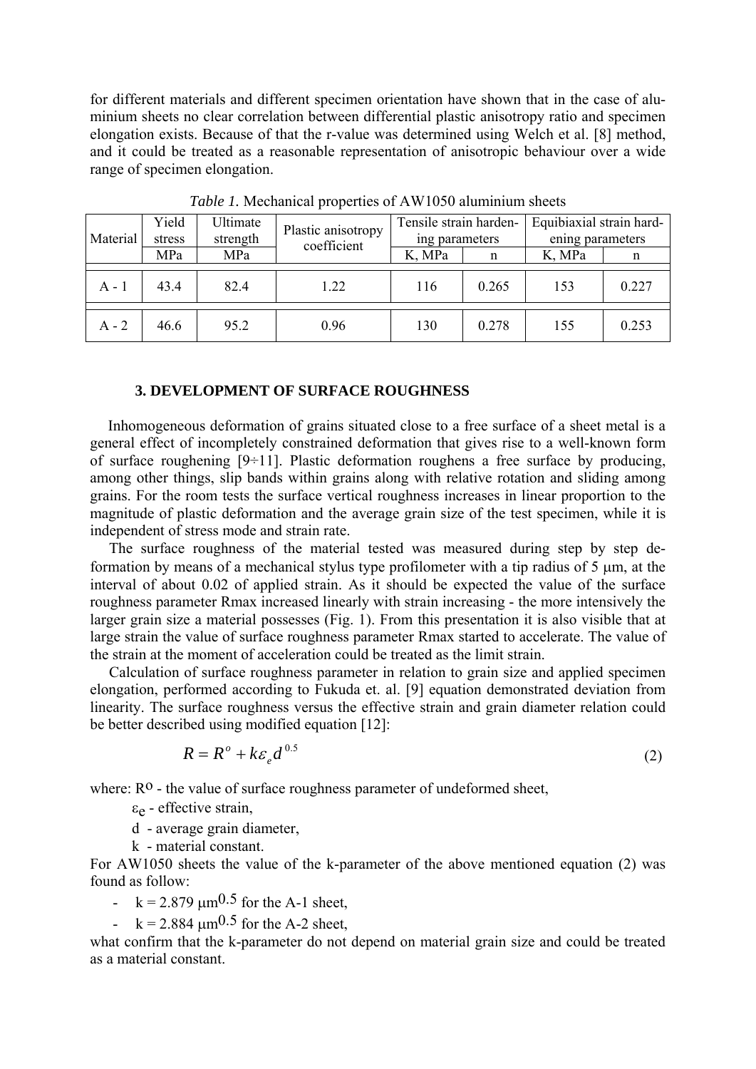for different materials and different specimen orientation have shown that in the case of aluminium sheets no clear correlation between differential plastic anisotropy ratio and specimen elongation exists. Because of that the r-value was determined using Welch et al. [8] method, and it could be treated as a reasonable representation of anisotropic behaviour over a wide range of specimen elongation.

*Table 1.* Mechanical properties of AW1050 aluminium sheets

| Material | Yield stress | Ultimate strength | Plastic anisotropy coefficient | Tensile strain hardening parameters | | Equibiaxial strain hardening parameters | |
|---|---|---|---|---|---|---|---|
| | MPa | MPa | | K, MPa | n | K, MPa | n |
| A - 1 | 43.4 | 82.4 | 1.22 | 116 | 0.265 | 153 | 0.227 |
| A - 2 | 46.6 | 95.2 | 0.96 | 130 | 0.278 | 155 | 0.253 |

### 3. DEVELOPMENT OF SURFACE ROUGHNESS

Inhomogeneous deformation of grains situated close to a free surface of a sheet metal is a general effect of incompletely constrained deformation that gives rise to a well-known form of surface roughening [9÷11]. Plastic deformation roughens a free surface by producing, among other things, slip bands within grains along with relative rotation and sliding among grains. For the room tests the surface vertical roughness increases in linear proportion to the magnitude of plastic deformation and the average grain size of the test specimen, while it is independent of stress mode and strain rate.

The surface roughness of the material tested was measured during step by step deformation by means of a mechanical stylus type profilometer with a tip radius of 5 μm, at the interval of about 0.02 of applied strain. As it should be expected the value of the surface roughness parameter Rmax increased linearly with strain increasing - the more intensively the larger grain size a material possesses (Fig. 1). From this presentation it is also visible that at large strain the value of surface roughness parameter Rmax started to accelerate. The value of the strain at the moment of acceleration could be treated as the limit strain.

Calculation of surface roughness parameter in relation to grain size and applied specimen elongation, performed according to Fukuda et. al. [9] equation demonstrated deviation from linearity. The surface roughness versus the effective strain and grain diameter relation could be better described using modified equation [12]:

$$R = R^{o} + k\varepsilon_{e} d^{0.5} \tag{2}$$

where: $R^{o}$ - the value of surface roughness parameter of undeformed sheet,

$\varepsilon_e$ - effective strain,

d - average grain diameter,

k - material constant.

For AW1050 sheets the value of the k-parameter of the above mentioned equation (2) was found as follow:

- $k = 2.879$ $\mu m^{0.5}$ for the A-1 sheet,
- $k = 2.884$ $\mu m^{0.5}$ for the A-2 sheet,

what confirm that the k-parameter do not depend on material grain size and could be treated as a material constant.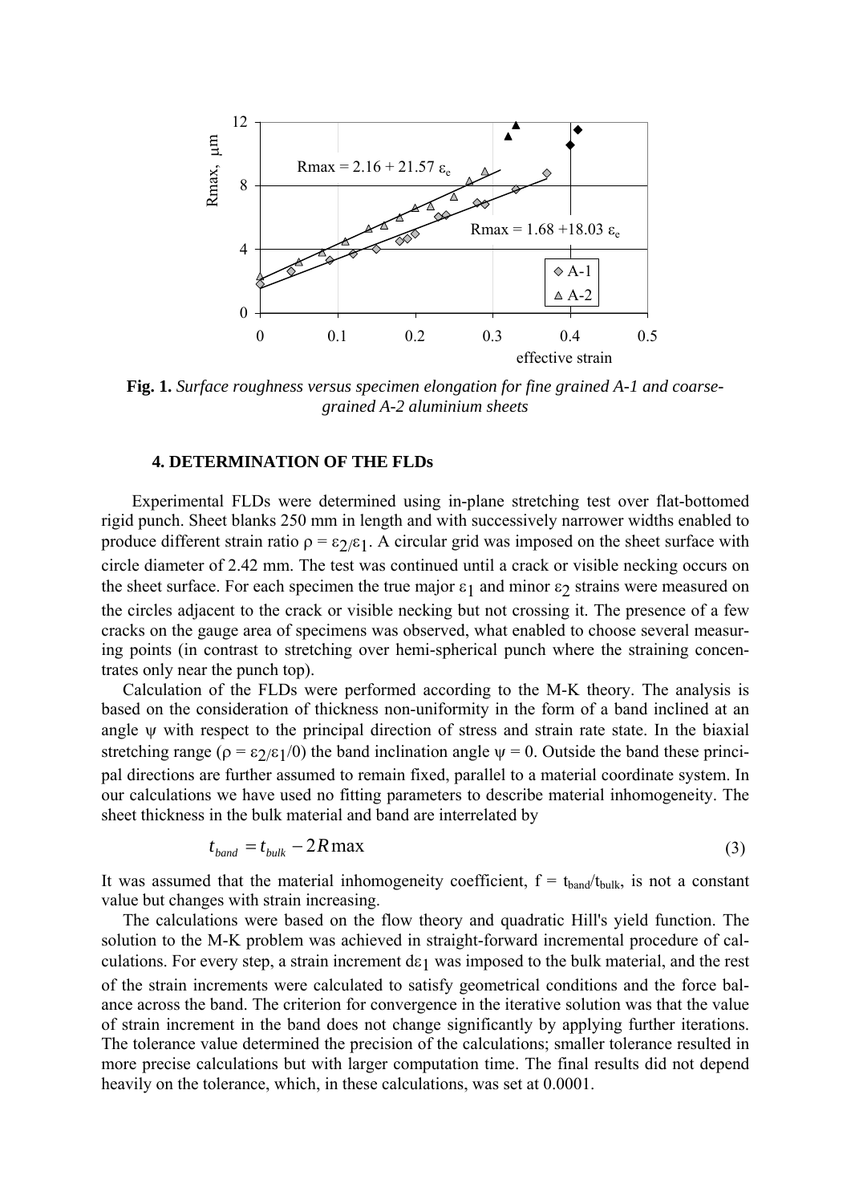**Fig. 1.** *Surface roughness versus specimen elongation for fine grained A-1 and coarse-grained A-2 aluminium sheets*

### 4. DETERMINATION OF THE FLDs

Experimental FLDs were determined using in-plane stretching test over flat-bottomed rigid punch. Sheet blanks 250 mm in length and with successively narrower widths enabled to produce different strain ratio $\rho = \varepsilon_2/\varepsilon_1$. A circular grid was imposed on the sheet surface with circle diameter of 2.42 mm. The test was continued until a crack or visible necking occurs on the sheet surface. For each specimen the true major $\varepsilon_1$ and minor $\varepsilon_2$ strains were measured on the circles adjacent to the crack or visible necking but not crossing it. The presence of a few cracks on the gauge area of specimens was observed, what enabled to choose several measuring points (in contrast to stretching over hemi-spherical punch where the straining concentrates only near the punch top).

Calculation of the FLDs were performed according to the M-K theory. The analysis is based on the consideration of thickness non-uniformity in the form of a band inclined at an angle $\psi$ with respect to the principal direction of stress and strain rate state. In the biaxial stretching range ($\rho = \varepsilon_2/\varepsilon_1/0$) the band inclination angle $\psi = 0$. Outside the band these principal directions are further assumed to remain fixed, parallel to a material coordinate system. In our calculations we have used no fitting parameters to describe material inhomogeneity. The sheet thickness in the bulk material and band are interrelated by

$$t_{band} = t_{bulk} - 2R\max \tag{3}$$

It was assumed that the material inhomogeneity coefficient, $f = t_{band}/t_{bulk}$, is not a constant value but changes with strain increasing.

The calculations were based on the flow theory and quadratic Hill's yield function. The solution to the M-K problem was achieved in straight-forward incremental procedure of calculations. For every step, a strain increment $d\varepsilon_1$ was imposed to the bulk material, and the rest of the strain increments were calculated to satisfy geometrical conditions and the force balance across the band. The criterion for convergence in the iterative solution was that the value of strain increment in the band does not change significantly by applying further iterations. The tolerance value determined the precision of the calculations; smaller tolerance resulted in more precise calculations but with larger computation time. The final results did not depend heavily on the tolerance, which, in these calculations, was set at 0.0001.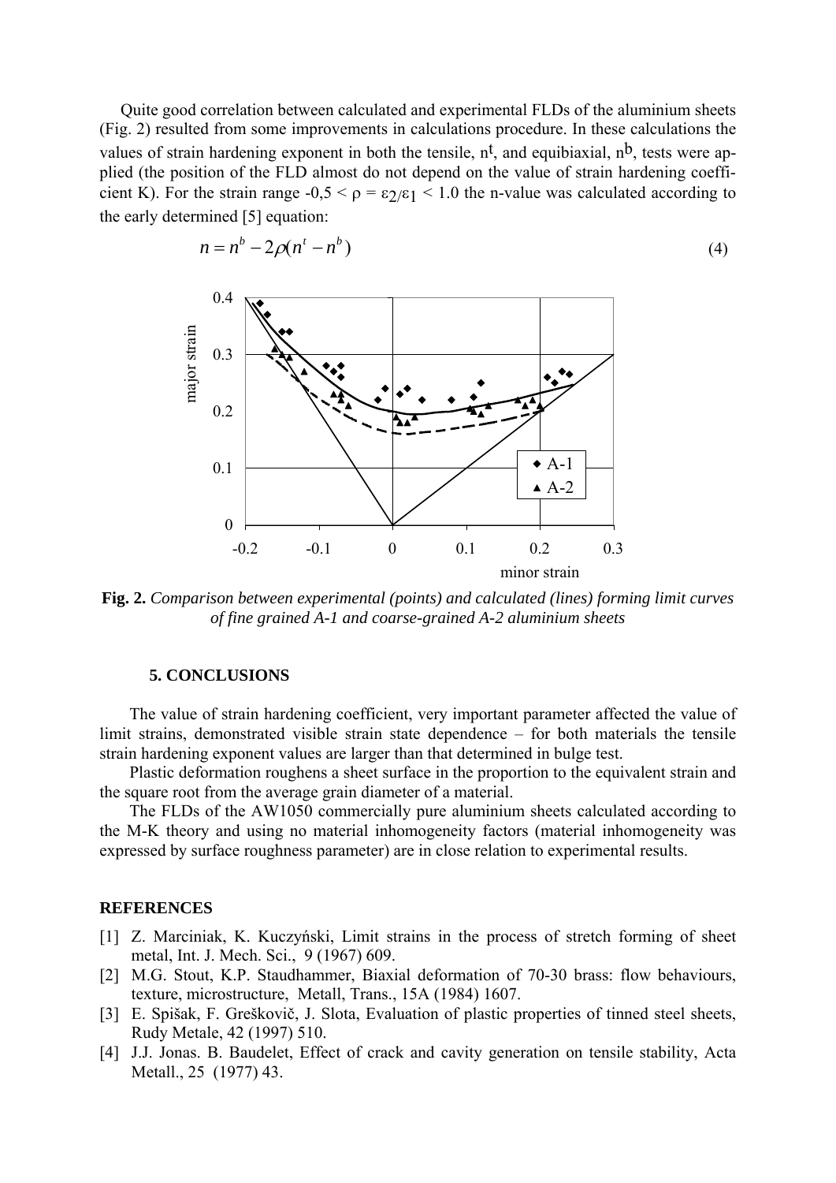Quite good correlation between calculated and experimental FLDs of the aluminium sheets (Fig. 2) resulted from some improvements in calculations procedure. In these calculations the values of strain hardening exponent in both the tensile, $n^t$, and equibiaxial, $n^b$, tests were applied (the position of the FLD almost do not depend on the value of strain hardening coefficient K). For the strain range $-0{,}5 < \rho = \varepsilon_2/\varepsilon_1 < 1.0$ the n-value was calculated according to the early determined [5] equation:

$$n = n^b - 2\rho(n^t - n^b) \tag{4}$$

**Fig. 2.** *Comparison between experimental (points) and calculated (lines) forming limit curves of fine grained A-1 and coarse-grained A-2 aluminium sheets*

## 5. CONCLUSIONS

The value of strain hardening coefficient, very important parameter affected the value of limit strains, demonstrated visible strain state dependence – for both materials the tensile strain hardening exponent values are larger than that determined in bulge test.

Plastic deformation roughens a sheet surface in the proportion to the equivalent strain and the square root from the average grain diameter of a material.

The FLDs of the AW1050 commercially pure aluminium sheets calculated according to the M-K theory and using no material inhomogeneity factors (material inhomogeneity was expressed by surface roughness parameter) are in close relation to experimental results.

## REFERENCES

[1] Z. Marciniak, K. Kuczyński, Limit strains in the process of stretch forming of sheet metal, Int. J. Mech. Sci., 9 (1967) 609.

[2] M.G. Stout, K.P. Staudhammer, Biaxial deformation of 70-30 brass: flow behaviours, texture, microstructure, Metall, Trans., 15A (1984) 1607.

[3] E. Spišak, F. Greškovič, J. Slota, Evaluation of plastic properties of tinned steel sheets, Rudy Metale, 42 (1997) 510.

[4] J.J. Jonas. B. Baudelet, Effect of crack and cavity generation on tensile stability, Acta Metall., 25 (1977) 43.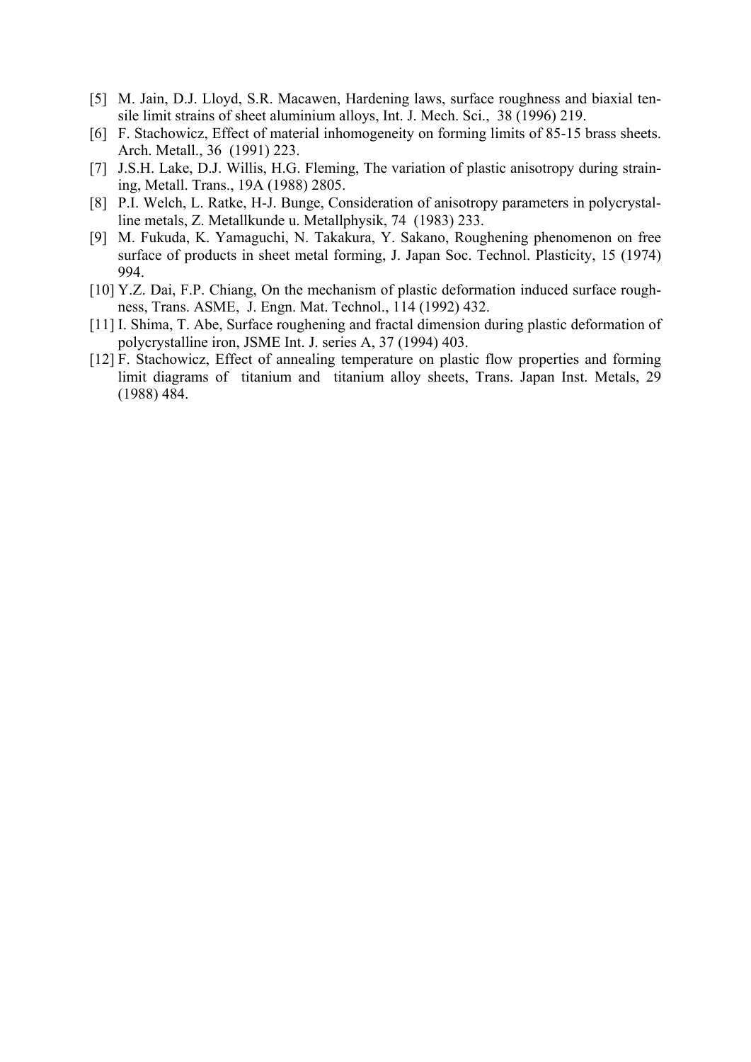[5] M. Jain, D.J. Lloyd, S.R. Macawen, Hardening laws, surface roughness and biaxial tensile limit strains of sheet aluminium alloys, Int. J. Mech. Sci., 38 (1996) 219.

[6] F. Stachowicz, Effect of material inhomogeneity on forming limits of 85-15 brass sheets. Arch. Metall., 36 (1991) 223.

[7] J.S.H. Lake, D.J. Willis, H.G. Fleming, The variation of plastic anisotropy during straining, Metall. Trans., 19A (1988) 2805.

[8] P.I. Welch, L. Ratke, H-J. Bunge, Consideration of anisotropy parameters in polycrystalline metals, Z. Metallkunde u. Metallphysik, 74 (1983) 233.

[9] M. Fukuda, K. Yamaguchi, N. Takakura, Y. Sakano, Roughening phenomenon on free surface of products in sheet metal forming, J. Japan Soc. Technol. Plasticity, 15 (1974) 994.

[10] Y.Z. Dai, F.P. Chiang, On the mechanism of plastic deformation induced surface roughness, Trans. ASME, J. Engn. Mat. Technol., 114 (1992) 432.

[11] I. Shima, T. Abe, Surface roughening and fractal dimension during plastic deformation of polycrystalline iron, JSME Int. J. series A, 37 (1994) 403.

[12] F. Stachowicz, Effect of annealing temperature on plastic flow properties and forming limit diagrams of titanium and titanium alloy sheets, Trans. Japan Inst. Metals, 29 (1988) 484.